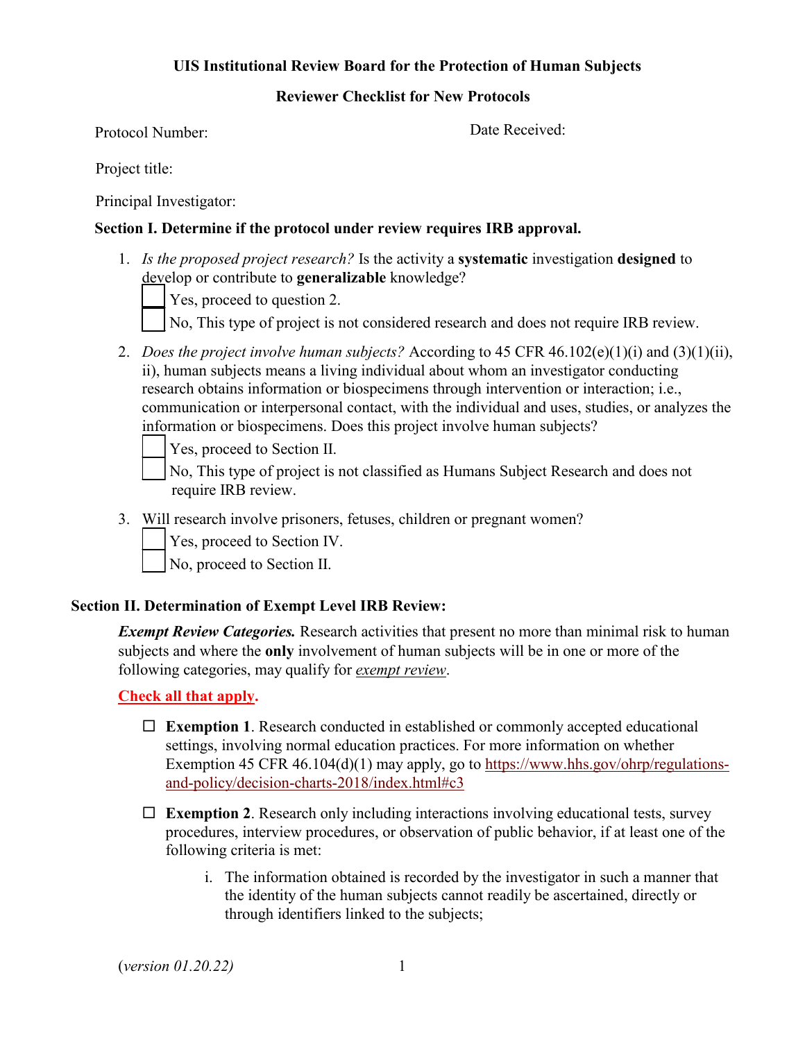**UIS Institutional Review Board for the Protection of Human Subjects**

**Reviewer Checklist for New Protocols**

Protocol Number: Date Received:

Project title:

Principal Investigator:

**Section I. Determine if the protocol under review requires IRB approval.**

1. *Is the proposed project research?* Is the activity a **systematic** investigation **designed** to develop or contribute to **generalizable** knowledge?
   - ☐ Yes, proceed to question 2.
   - ☐ No, This type of project is not considered research and does not require IRB review.

2. *Does the project involve human subjects?* According to 45 CFR 46.102(e)(1)(i) and (3)(1)(ii), ii), human subjects means a living individual about whom an investigator conducting research obtains information or biospecimens through intervention or interaction; i.e., communication or interpersonal contact, with the individual and uses, studies, or analyzes the information or biospecimens. Does this project involve human subjects?
   - ☐ Yes, proceed to Section II.
   - ☐ No, This type of project is not classified as Humans Subject Research and does not require IRB review.

3. Will research involve prisoners, fetuses, children or pregnant women?
   - ☐ Yes, proceed to Section IV.
   - ☐ No, proceed to Section II.

**Section II. Determination of Exempt Level IRB Review:**

***Exempt Review Categories.*** Research activities that present no more than minimal risk to human subjects and where the **only** involvement of human subjects will be in one or more of the following categories, may qualify for *exempt review*.

**Check all that apply.**

- ☐ **Exemption 1**. Research conducted in established or commonly accepted educational settings, involving normal education practices. For more information on whether Exemption 45 CFR 46.104(d)(1) may apply, go to https://www.hhs.gov/ohrp/regulations-and-policy/decision-charts-2018/index.html#c3

- ☐ **Exemption 2**. Research only including interactions involving educational tests, survey procedures, interview procedures, or observation of public behavior, if at least one of the following criteria is met:

   i. The information obtained is recorded by the investigator in such a manner that the identity of the human subjects cannot readily be ascertained, directly or through identifiers linked to the subjects;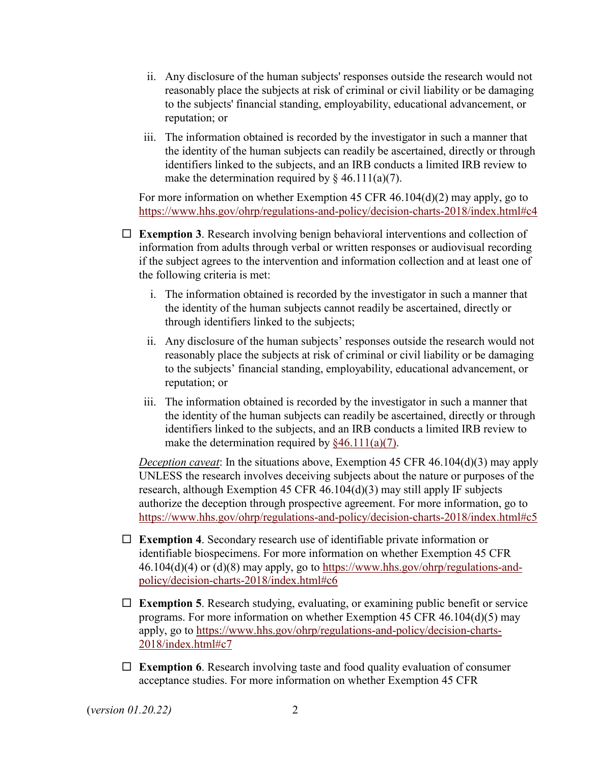ii. Any disclosure of the human subjects' responses outside the research would not reasonably place the subjects at risk of criminal or civil liability or be damaging to the subjects' financial standing, employability, educational advancement, or reputation; or

iii. The information obtained is recorded by the investigator in such a manner that the identity of the human subjects can readily be ascertained, directly or through identifiers linked to the subjects, and an IRB conducts a limited IRB review to make the determination required by § 46.111(a)(7).

For more information on whether Exemption 45 CFR 46.104(d)(2) may apply, go to https://www.hhs.gov/ohrp/regulations-and-policy/decision-charts-2018/index.html#c4

☐ **Exemption 3**. Research involving benign behavioral interventions and collection of information from adults through verbal or written responses or audiovisual recording if the subject agrees to the intervention and information collection and at least one of the following criteria is met:

i. The information obtained is recorded by the investigator in such a manner that the identity of the human subjects cannot readily be ascertained, directly or through identifiers linked to the subjects;

ii. Any disclosure of the human subjects' responses outside the research would not reasonably place the subjects at risk of criminal or civil liability or be damaging to the subjects' financial standing, employability, educational advancement, or reputation; or

iii. The information obtained is recorded by the investigator in such a manner that the identity of the human subjects can readily be ascertained, directly or through identifiers linked to the subjects, and an IRB conducts a limited IRB review to make the determination required by §46.111(a)(7).

*Deception caveat*: In the situations above, Exemption 45 CFR 46.104(d)(3) may apply UNLESS the research involves deceiving subjects about the nature or purposes of the research, although Exemption 45 CFR 46.104(d)(3) may still apply IF subjects authorize the deception through prospective agreement. For more information, go to https://www.hhs.gov/ohrp/regulations-and-policy/decision-charts-2018/index.html#c5

☐ **Exemption 4**. Secondary research use of identifiable private information or identifiable biospecimens. For more information on whether Exemption 45 CFR 46.104(d)(4) or (d)(8) may apply, go to https://www.hhs.gov/ohrp/regulations-and-policy/decision-charts-2018/index.html#c6

☐ **Exemption 5**. Research studying, evaluating, or examining public benefit or service programs. For more information on whether Exemption 45 CFR 46.104(d)(5) may apply, go to https://www.hhs.gov/ohrp/regulations-and-policy/decision-charts-2018/index.html#c7

☐ **Exemption 6**. Research involving taste and food quality evaluation of consumer acceptance studies. For more information on whether Exemption 45 CFR

(*version 01.20.22)*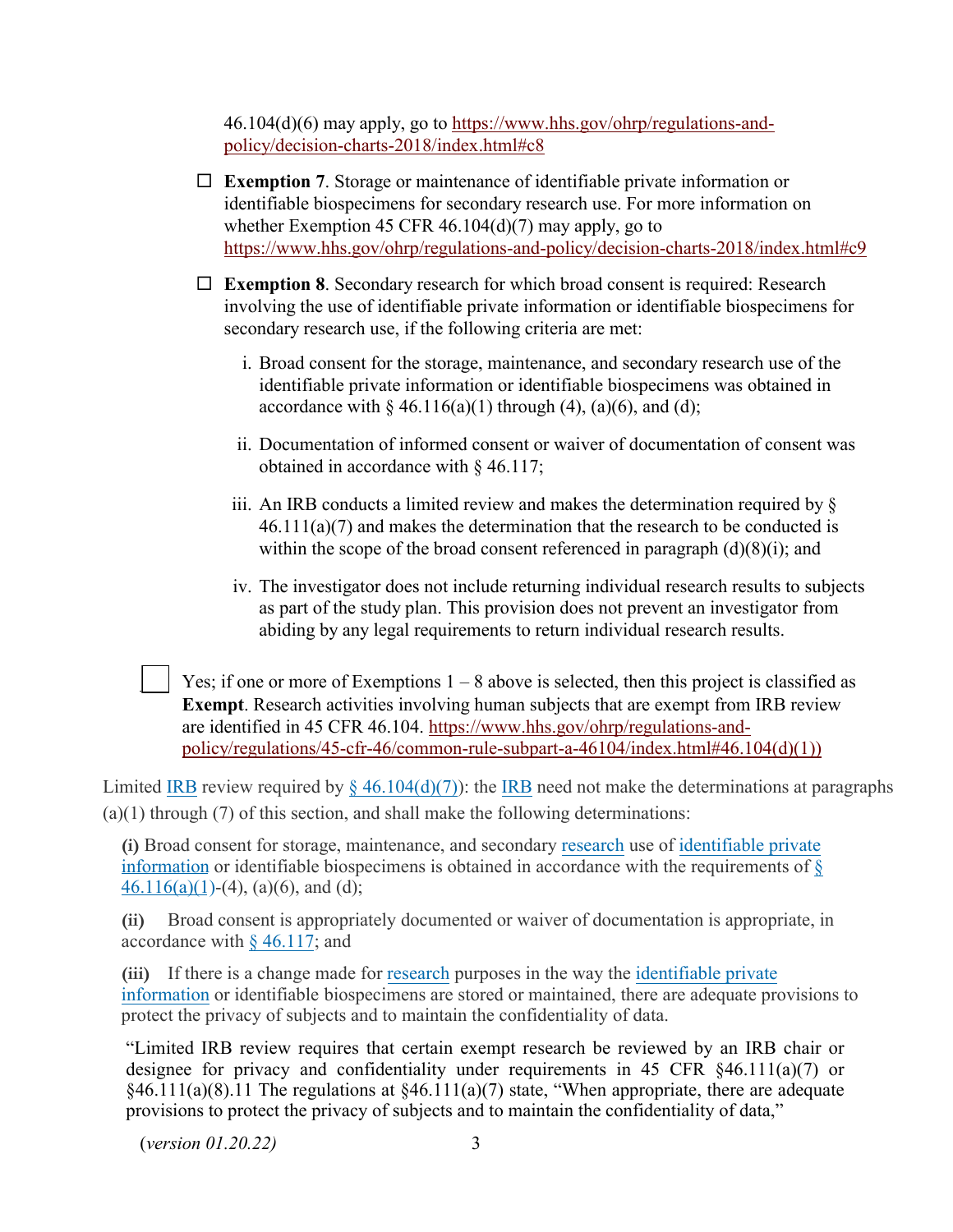46.104(d)(6) may apply, go to https://www.hhs.gov/ohrp/regulations-and-policy/decision-charts-2018/index.html#c8

☐ **Exemption 7**. Storage or maintenance of identifiable private information or identifiable biospecimens for secondary research use. For more information on whether Exemption 45 CFR 46.104(d)(7) may apply, go to https://www.hhs.gov/ohrp/regulations-and-policy/decision-charts-2018/index.html#c9

☐ **Exemption 8**. Secondary research for which broad consent is required: Research involving the use of identifiable private information or identifiable biospecimens for secondary research use, if the following criteria are met:

i. Broad consent for the storage, maintenance, and secondary research use of the identifiable private information or identifiable biospecimens was obtained in accordance with § 46.116(a)(1) through (4), (a)(6), and (d);

ii. Documentation of informed consent or waiver of documentation of consent was obtained in accordance with § 46.117;

iii. An IRB conducts a limited review and makes the determination required by § 46.111(a)(7) and makes the determination that the research to be conducted is within the scope of the broad consent referenced in paragraph (d)(8)(i); and

iv. The investigator does not include returning individual research results to subjects as part of the study plan. This provision does not prevent an investigator from abiding by any legal requirements to return individual research results.

☐ Yes; if one or more of Exemptions 1 – 8 above is selected, then this project is classified as **Exempt**. Research activities involving human subjects that are exempt from IRB review are identified in 45 CFR 46.104. https://www.hhs.gov/ohrp/regulations-and-policy/regulations/45-cfr-46/common-rule-subpart-a-46104/index.html#46.104(d)(1))

Limited IRB review required by § 46.104(d)(7)): the IRB need not make the determinations at paragraphs (a)(1) through (7) of this section, and shall make the following determinations:

**(i)** Broad consent for storage, maintenance, and secondary research use of identifiable private information or identifiable biospecimens is obtained in accordance with the requirements of § 46.116(a)(1)-(4), (a)(6), and (d);

**(ii)** Broad consent is appropriately documented or waiver of documentation is appropriate, in accordance with § 46.117; and

**(iii)** If there is a change made for research purposes in the way the identifiable private information or identifiable biospecimens are stored or maintained, there are adequate provisions to protect the privacy of subjects and to maintain the confidentiality of data.

"Limited IRB review requires that certain exempt research be reviewed by an IRB chair or designee for privacy and confidentiality under requirements in 45 CFR §46.111(a)(7) or §46.111(a)(8).11 The regulations at §46.111(a)(7) state, "When appropriate, there are adequate provisions to protect the privacy of subjects and to maintain the confidentiality of data,"

(*version 01.20.22*)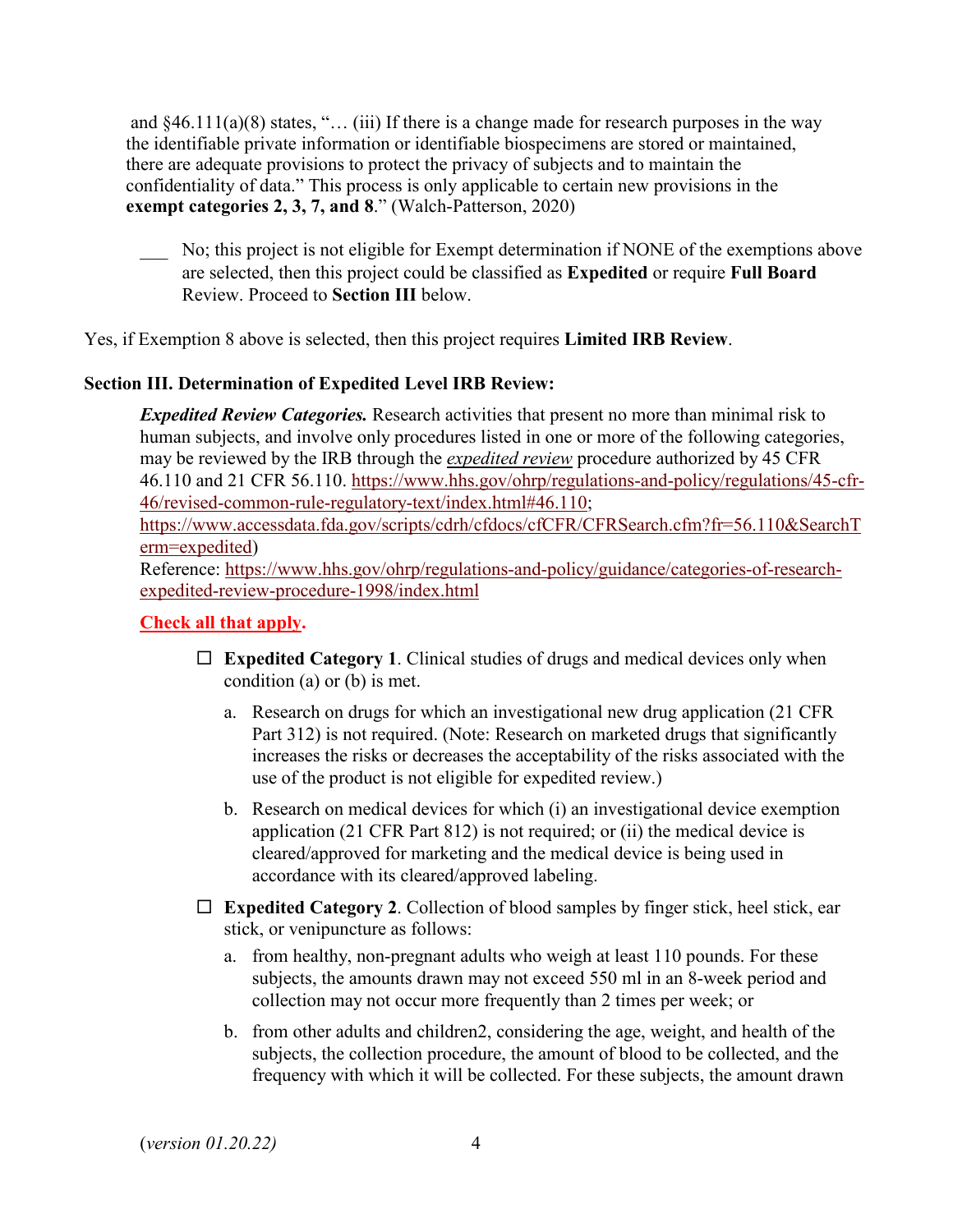and §46.111(a)(8) states, "… (iii) If there is a change made for research purposes in the way the identifiable private information or identifiable biospecimens are stored or maintained, there are adequate provisions to protect the privacy of subjects and to maintain the confidentiality of data." This process is only applicable to certain new provisions in the **exempt categories 2, 3, 7, and 8**." (Walch-Patterson, 2020)

___ No; this project is not eligible for Exempt determination if NONE of the exemptions above are selected, then this project could be classified as **Expedited** or require **Full Board** Review. Proceed to **Section III** below.

Yes, if Exemption 8 above is selected, then this project requires **Limited IRB Review**.

**Section III. Determination of Expedited Level IRB Review:**

***Expedited Review Categories.*** Research activities that present no more than minimal risk to human subjects, and involve only procedures listed in one or more of the following categories, may be reviewed by the IRB through the ***expedited review*** procedure authorized by 45 CFR 46.110 and 21 CFR 56.110. https://www.hhs.gov/ohrp/regulations-and-policy/regulations/45-cfr-46/revised-common-rule-regulatory-text/index.html#46.110; https://www.accessdata.fda.gov/scripts/cdrh/cfdocs/cfCFR/CFRSearch.cfm?fr=56.110&SearchTerm=expedited)
Reference: https://www.hhs.gov/ohrp/regulations-and-policy/guidance/categories-of-research-expedited-review-procedure-1998/index.html

**Check all that apply.**

- ☐ **Expedited Category 1**. Clinical studies of drugs and medical devices only when condition (a) or (b) is met.
  a. Research on drugs for which an investigational new drug application (21 CFR Part 312) is not required. (Note: Research on marketed drugs that significantly increases the risks or decreases the acceptability of the risks associated with the use of the product is not eligible for expedited review.)
  b. Research on medical devices for which (i) an investigational device exemption application (21 CFR Part 812) is not required; or (ii) the medical device is cleared/approved for marketing and the medical device is being used in accordance with its cleared/approved labeling.
- ☐ **Expedited Category 2**. Collection of blood samples by finger stick, heel stick, ear stick, or venipuncture as follows:
  a. from healthy, non-pregnant adults who weigh at least 110 pounds. For these subjects, the amounts drawn may not exceed 550 ml in an 8-week period and collection may not occur more frequently than 2 times per week; or
  b. from other adults and children2, considering the age, weight, and health of the subjects, the collection procedure, the amount of blood to be collected, and the frequency with which it will be collected. For these subjects, the amount drawn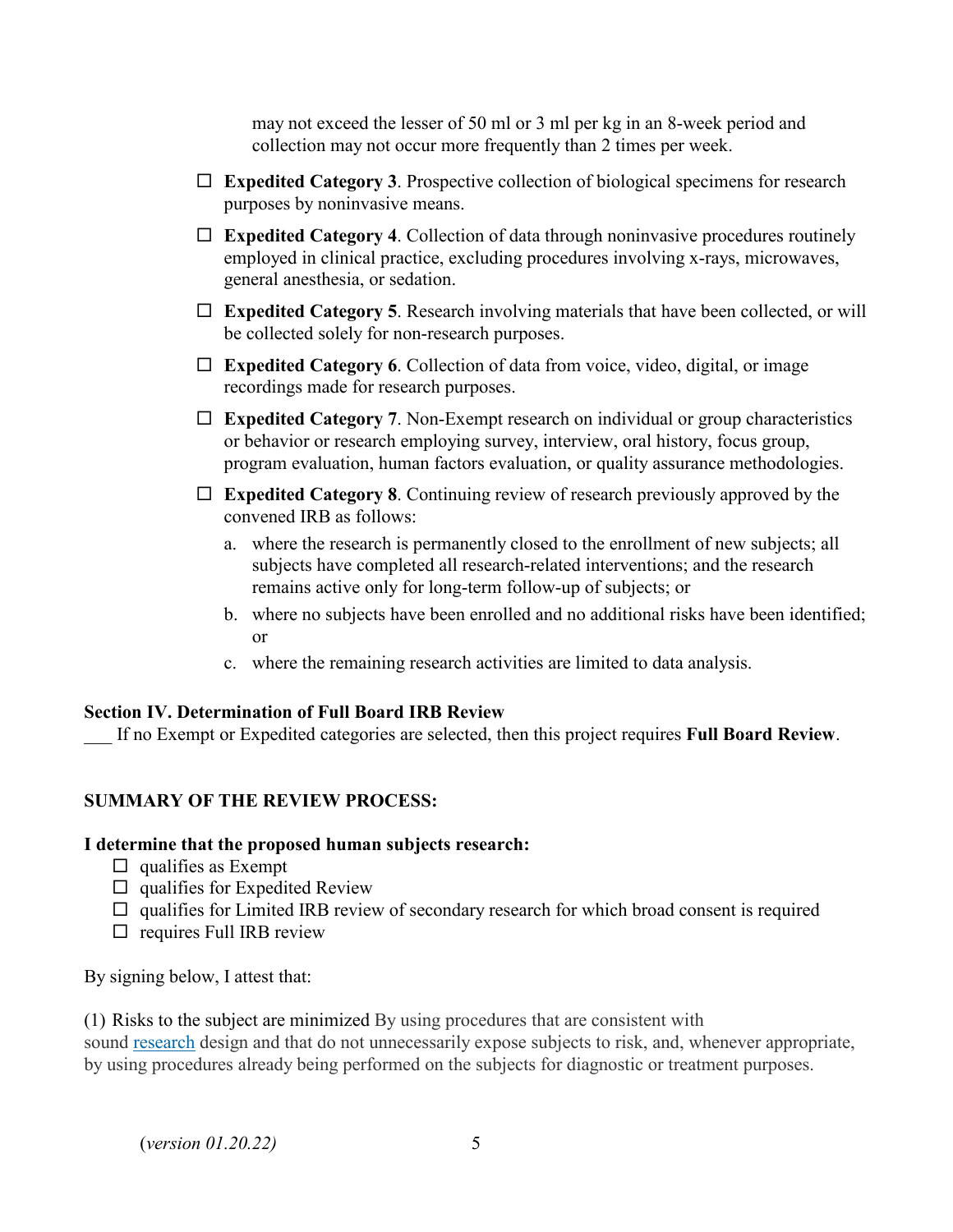may not exceed the lesser of 50 ml or 3 ml per kg in an 8-week period and collection may not occur more frequently than 2 times per week.

- ☐ **Expedited Category 3**. Prospective collection of biological specimens for research purposes by noninvasive means.
- ☐ **Expedited Category 4**. Collection of data through noninvasive procedures routinely employed in clinical practice, excluding procedures involving x-rays, microwaves, general anesthesia, or sedation.
- ☐ **Expedited Category 5**. Research involving materials that have been collected, or will be collected solely for non-research purposes.
- ☐ **Expedited Category 6**. Collection of data from voice, video, digital, or image recordings made for research purposes.
- ☐ **Expedited Category 7**. Non-Exempt research on individual or group characteristics or behavior or research employing survey, interview, oral history, focus group, program evaluation, human factors evaluation, or quality assurance methodologies.
- ☐ **Expedited Category 8**. Continuing review of research previously approved by the convened IRB as follows:
  a. where the research is permanently closed to the enrollment of new subjects; all subjects have completed all research-related interventions; and the research remains active only for long-term follow-up of subjects; or
  b. where no subjects have been enrolled and no additional risks have been identified; or
  c. where the remaining research activities are limited to data analysis.

**Section IV. Determination of Full Board IRB Review**

___ If no Exempt or Expedited categories are selected, then this project requires **Full Board Review**.

**SUMMARY OF THE REVIEW PROCESS:**

**I determine that the proposed human subjects research:**

- ☐ qualifies as Exempt
- ☐ qualifies for Expedited Review
- ☐ qualifies for Limited IRB review of secondary research for which broad consent is required
- ☐ requires Full IRB review

By signing below, I attest that:

(1) Risks to the subject are minimized By using procedures that are consistent with sound research design and that do not unnecessarily expose subjects to risk, and, whenever appropriate, by using procedures already being performed on the subjects for diagnostic or treatment purposes.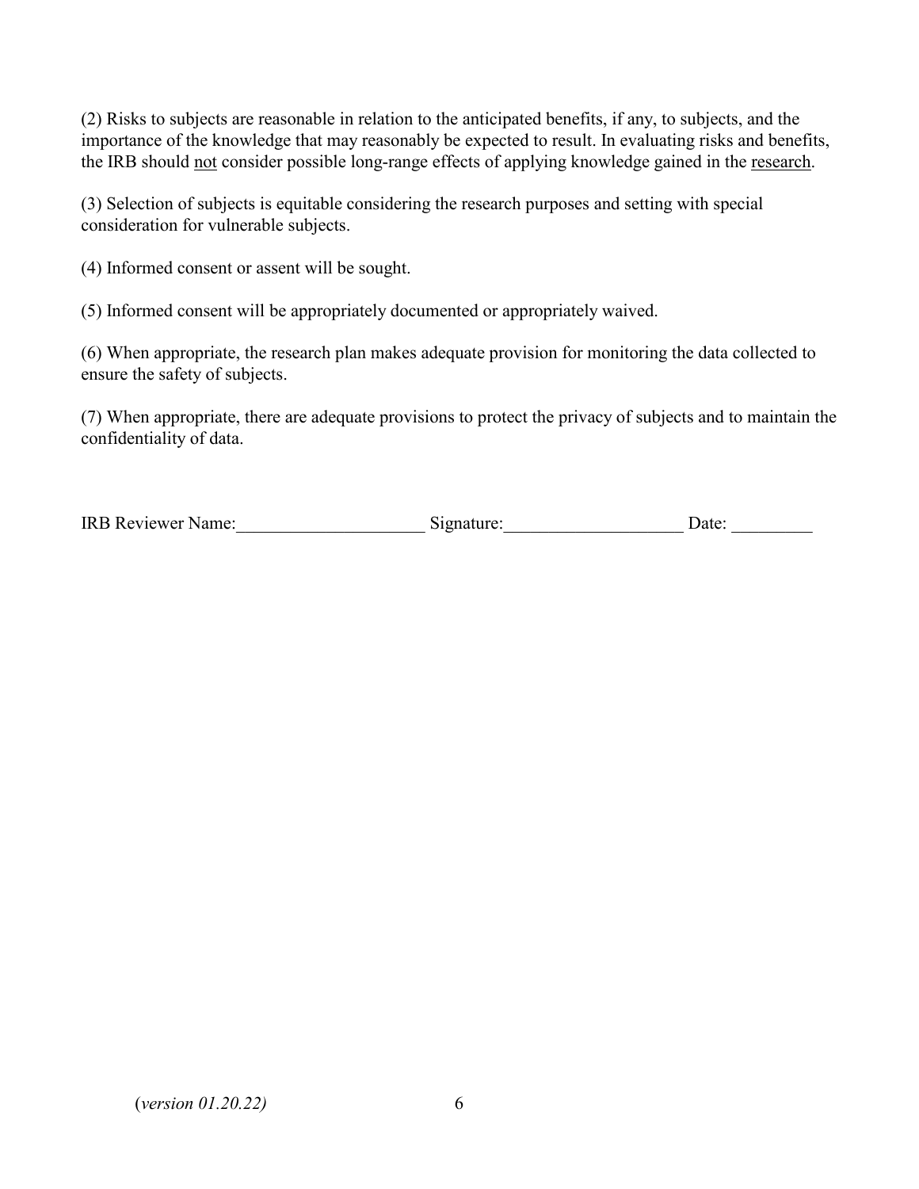(2) Risks to subjects are reasonable in relation to the anticipated benefits, if any, to subjects, and the importance of the knowledge that may reasonably be expected to result. In evaluating risks and benefits, the IRB should <u>not</u> consider possible long-range effects of applying knowledge gained in the <u>research</u>.

(3) Selection of subjects is equitable considering the research purposes and setting with special consideration for vulnerable subjects.

(4) Informed consent or assent will be sought.

(5) Informed consent will be appropriately documented or appropriately waived.

(6) When appropriate, the research plan makes adequate provision for monitoring the data collected to ensure the safety of subjects.

(7) When appropriate, there are adequate provisions to protect the privacy of subjects and to maintain the confidentiality of data.

IRB Reviewer Name:_____________________ Signature:____________________ Date: _________